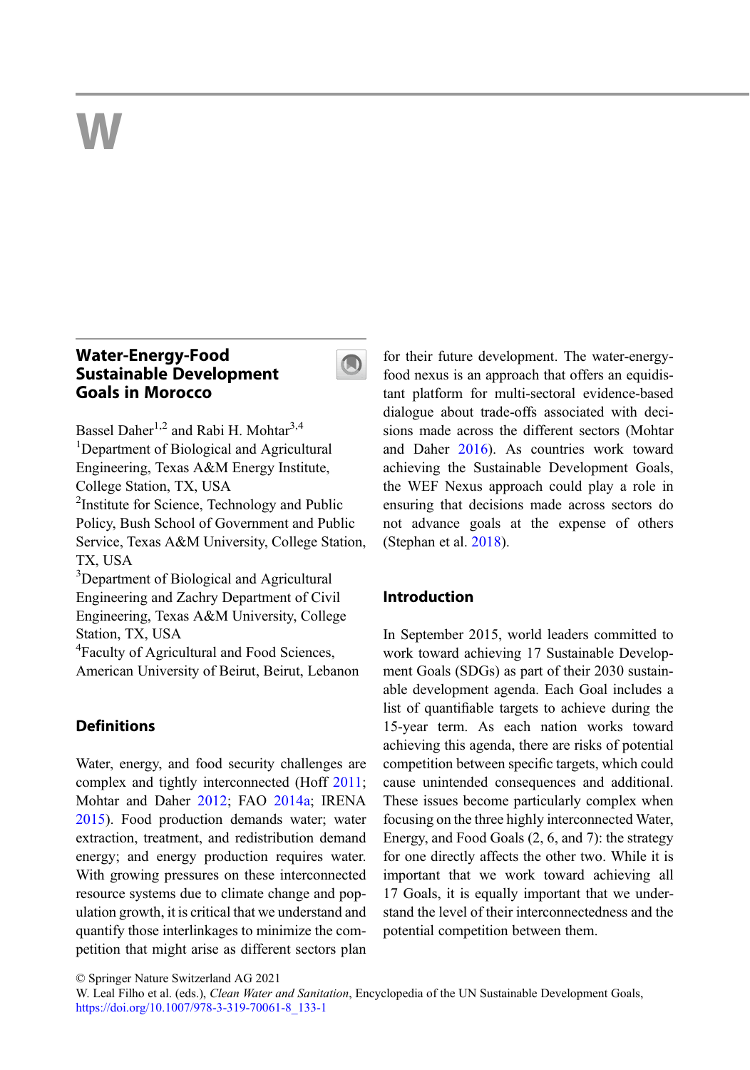# W

## Water-Energy-Food Sustainable Development Goals in Morocco

Bassel Daher[1,2] and Rabi H. Mohtar[3,4]

[1]Department of Biological and Agricultural Engineering, Texas A&M Energy Institute, College Station, TX, USA

[2]Institute for Science, Technology and Public Policy, Bush School of Government and Public Service, Texas A&M University, College Station, TX, USA

[3]Department of Biological and Agricultural Engineering and Zachry Department of Civil Engineering, Texas A&M University, College Station, TX, USA

[4]Faculty of Agricultural and Food Sciences, American University of Beirut, Beirut, Lebanon

### Definitions

Water, energy, and food security challenges are complex and tightly interconnected (Hoff 2011; Mohtar and Daher 2012; FAO 2014a; IRENA 2015). Food production demands water; water extraction, treatment, and redistribution demand energy; and energy production requires water. With growing pressures on these interconnected resource systems due to climate change and population growth, it is critical that we understand and quantify those interlinkages to minimize the competition that might arise as different sectors plan for their future development. The water-energy-food nexus is an approach that offers an equidistant platform for multi-sectoral evidence-based dialogue about trade-offs associated with decisions made across the different sectors (Mohtar and Daher 2016). As countries work toward achieving the Sustainable Development Goals, the WEF Nexus approach could play a role in ensuring that decisions made across sectors do not advance goals at the expense of others (Stephan et al. 2018).

### Introduction

In September 2015, world leaders committed to work toward achieving 17 Sustainable Development Goals (SDGs) as part of their 2030 sustainable development agenda. Each Goal includes a list of quantifiable targets to achieve during the 15-year term. As each nation works toward achieving this agenda, there are risks of potential competition between specific targets, which could cause unintended consequences and additional. These issues become particularly complex when focusing on the three highly interconnected Water, Energy, and Food Goals (2, 6, and 7): the strategy for one directly affects the other two. While it is important that we work toward achieving all 17 Goals, it is equally important that we understand the level of their interconnectedness and the potential competition between them.

© Springer Nature Switzerland AG 2021
W. Leal Filho et al. (eds.), *Clean Water and Sanitation*, Encyclopedia of the UN Sustainable Development Goals,
https://doi.org/10.1007/978-3-319-70061-8_133-1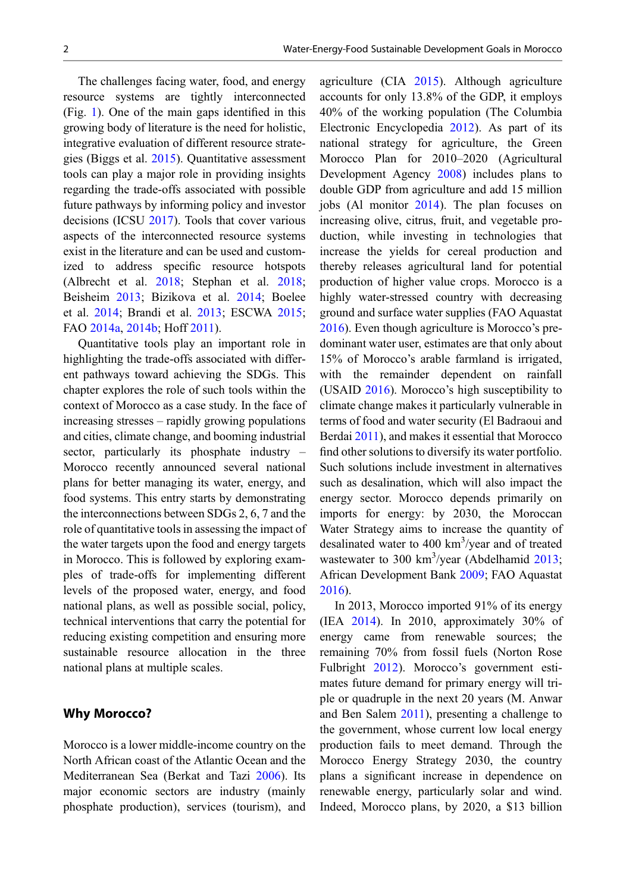The challenges facing water, food, and energy resource systems are tightly interconnected (Fig. 1). One of the main gaps identified in this growing body of literature is the need for holistic, integrative evaluation of different resource strategies (Biggs et al. 2015). Quantitative assessment tools can play a major role in providing insights regarding the trade-offs associated with possible future pathways by informing policy and investor decisions (ICSU 2017). Tools that cover various aspects of the interconnected resource systems exist in the literature and can be used and customized to address specific resource hotspots (Albrecht et al. 2018; Stephan et al. 2018; Beisheim 2013; Bizikova et al. 2014; Boelee et al. 2014; Brandi et al. 2013; ESCWA 2015; FAO 2014a, 2014b; Hoff 2011).

Quantitative tools play an important role in highlighting the trade-offs associated with different pathways toward achieving the SDGs. This chapter explores the role of such tools within the context of Morocco as a case study. In the face of increasing stresses – rapidly growing populations and cities, climate change, and booming industrial sector, particularly its phosphate industry – Morocco recently announced several national plans for better managing its water, energy, and food systems. This entry starts by demonstrating the interconnections between SDGs 2, 6, 7 and the role of quantitative tools in assessing the impact of the water targets upon the food and energy targets in Morocco. This is followed by exploring examples of trade-offs for implementing different levels of the proposed water, energy, and food national plans, as well as possible social, policy, technical interventions that carry the potential for reducing existing competition and ensuring more sustainable resource allocation in the three national plans at multiple scales.

## Why Morocco?

Morocco is a lower middle-income country on the North African coast of the Atlantic Ocean and the Mediterranean Sea (Berkat and Tazi 2006). Its major economic sectors are industry (mainly phosphate production), services (tourism), and agriculture (CIA 2015). Although agriculture accounts for only 13.8% of the GDP, it employs 40% of the working population (The Columbia Electronic Encyclopedia 2012). As part of its national strategy for agriculture, the Green Morocco Plan for 2010–2020 (Agricultural Development Agency 2008) includes plans to double GDP from agriculture and add 15 million jobs (Al monitor 2014). The plan focuses on increasing olive, citrus, fruit, and vegetable production, while investing in technologies that increase the yields for cereal production and thereby releases agricultural land for potential production of higher value crops. Morocco is a highly water-stressed country with decreasing ground and surface water supplies (FAO Aquastat 2016). Even though agriculture is Morocco's predominant water user, estimates are that only about 15% of Morocco's arable farmland is irrigated, with the remainder dependent on rainfall (USAID 2016). Morocco's high susceptibility to climate change makes it particularly vulnerable in terms of food and water security (El Badraoui and Berdai 2011), and makes it essential that Morocco find other solutions to diversify its water portfolio. Such solutions include investment in alternatives such as desalination, which will also impact the energy sector. Morocco depends primarily on imports for energy: by 2030, the Moroccan Water Strategy aims to increase the quantity of desalinated water to 400 $km^3$/year and of treated wastewater to 300 $km^3$/year (Abdelhamid 2013; African Development Bank 2009; FAO Aquastat 2016).

In 2013, Morocco imported 91% of its energy (IEA 2014). In 2010, approximately 30% of energy came from renewable sources; the remaining 70% from fossil fuels (Norton Rose Fulbright 2012). Morocco's government estimates future demand for primary energy will triple or quadruple in the next 20 years (M. Anwar and Ben Salem 2011), presenting a challenge to the government, whose current low local energy production fails to meet demand. Through the Morocco Energy Strategy 2030, the country plans a significant increase in dependence on renewable energy, particularly solar and wind. Indeed, Morocco plans, by 2020, a $13 billion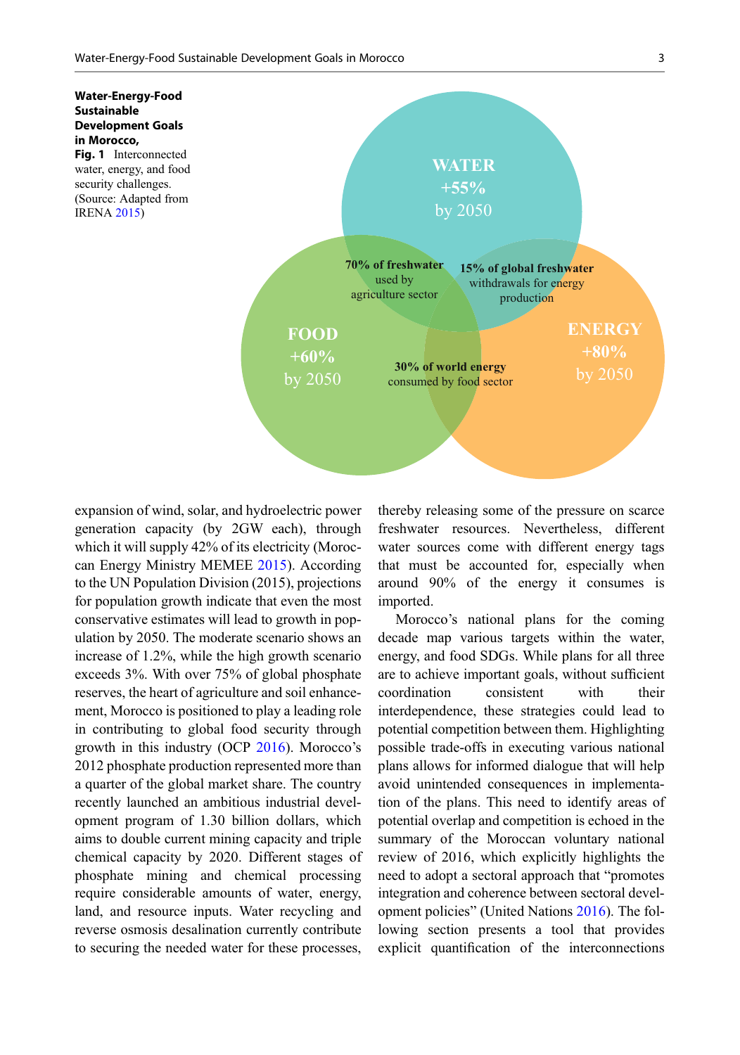**Water-Energy-Food Sustainable Development Goals in Morocco, Fig. 1** Interconnected water, energy, and food security challenges. (Source: Adapted from IRENA 2015)

WATER +55% by 2050

FOOD +60% by 2050

ENERGY +80% by 2050

**70% of freshwater** used by agriculture sector

**15% of global freshwater** withdrawals for energy production

**30% of world energy** consumed by food sector

expansion of wind, solar, and hydroelectric power generation capacity (by 2GW each), through which it will supply 42% of its electricity (Moroccan Energy Ministry MEMEE 2015). According to the UN Population Division (2015), projections for population growth indicate that even the most conservative estimates will lead to growth in population by 2050. The moderate scenario shows an increase of 1.2%, while the high growth scenario exceeds 3%. With over 75% of global phosphate reserves, the heart of agriculture and soil enhancement, Morocco is positioned to play a leading role in contributing to global food security through growth in this industry (OCP 2016). Morocco's 2012 phosphate production represented more than a quarter of the global market share. The country recently launched an ambitious industrial development program of 1.30 billion dollars, which aims to double current mining capacity and triple chemical capacity by 2020. Different stages of phosphate mining and chemical processing require considerable amounts of water, energy, land, and resource inputs. Water recycling and reverse osmosis desalination currently contribute to securing the needed water for these processes, thereby releasing some of the pressure on scarce freshwater resources. Nevertheless, different water sources come with different energy tags that must be accounted for, especially when around 90% of the energy it consumes is imported.

Morocco's national plans for the coming decade map various targets within the water, energy, and food SDGs. While plans for all three are to achieve important goals, without sufficient coordination consistent with their interdependence, these strategies could lead to potential competition between them. Highlighting possible trade-offs in executing various national plans allows for informed dialogue that will help avoid unintended consequences in implementation of the plans. This need to identify areas of potential overlap and competition is echoed in the summary of the Moroccan voluntary national review of 2016, which explicitly highlights the need to adopt a sectoral approach that "promotes integration and coherence between sectoral development policies" (United Nations 2016). The following section presents a tool that provides explicit quantification of the interconnections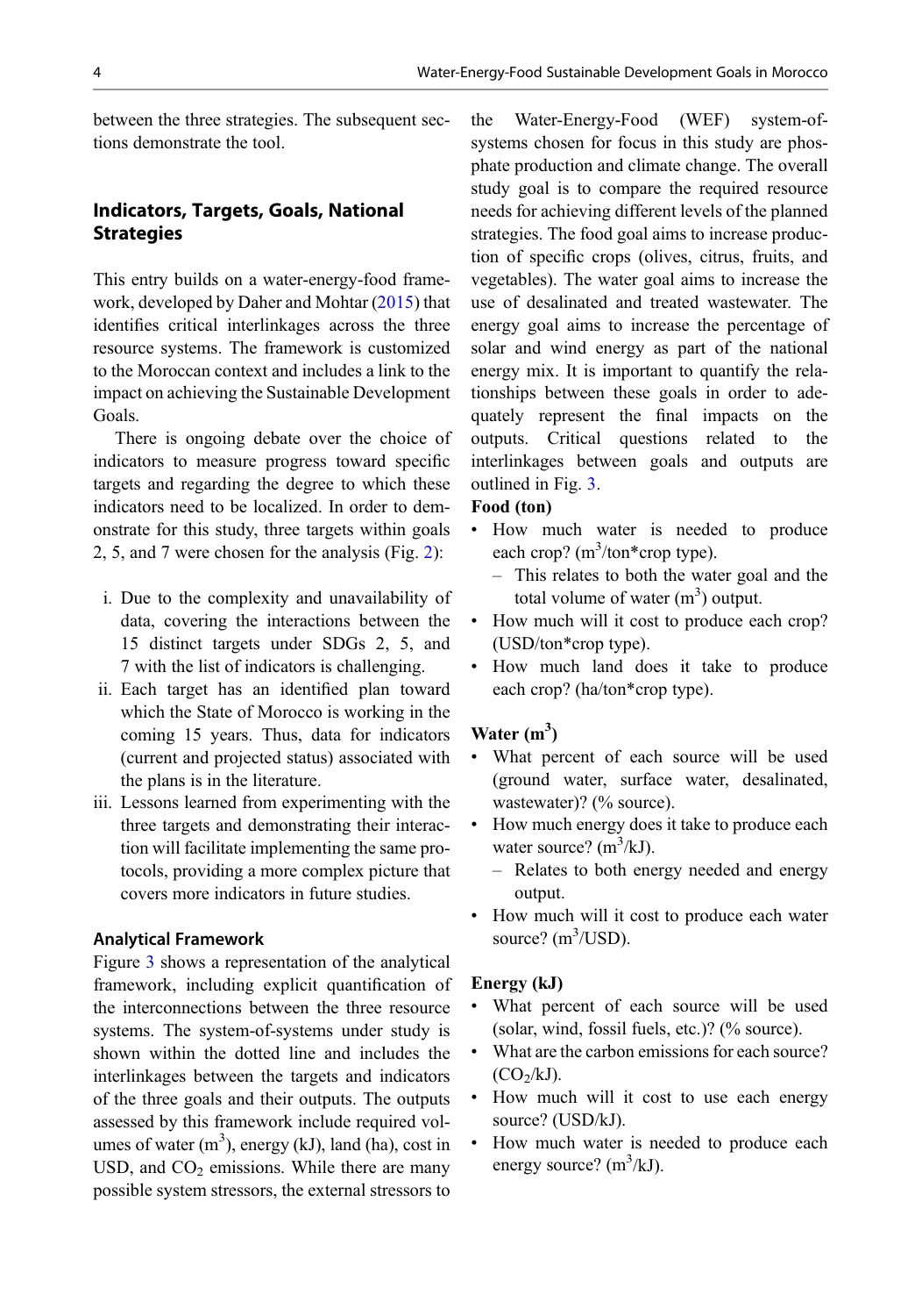between the three strategies. The subsequent sections demonstrate the tool.

## Indicators, Targets, Goals, National Strategies

This entry builds on a water-energy-food framework, developed by Daher and Mohtar (2015) that identifies critical interlinkages across the three resource systems. The framework is customized to the Moroccan context and includes a link to the impact on achieving the Sustainable Development Goals.

There is ongoing debate over the choice of indicators to measure progress toward specific targets and regarding the degree to which these indicators need to be localized. In order to demonstrate for this study, three targets within goals 2, 5, and 7 were chosen for the analysis (Fig. 2):

i. Due to the complexity and unavailability of data, covering the interactions between the 15 distinct targets under SDGs 2, 5, and 7 with the list of indicators is challenging.
ii. Each target has an identified plan toward which the State of Morocco is working in the coming 15 years. Thus, data for indicators (current and projected status) associated with the plans is in the literature.
iii. Lessons learned from experimenting with the three targets and demonstrating their interaction will facilitate implementing the same protocols, providing a more complex picture that covers more indicators in future studies.

### Analytical Framework

Figure 3 shows a representation of the analytical framework, including explicit quantification of the interconnections between the three resource systems. The system-of-systems under study is shown within the dotted line and includes the interlinkages between the targets and indicators of the three goals and their outputs. The outputs assessed by this framework include required volumes of water ($m^3$), energy (kJ), land (ha), cost in USD, and $CO_2$ emissions. While there are many possible system stressors, the external stressors to the Water-Energy-Food (WEF) system-of-systems chosen for focus in this study are phosphate production and climate change. The overall study goal is to compare the required resource needs for achieving different levels of the planned strategies. The food goal aims to increase production of specific crops (olives, citrus, fruits, and vegetables). The water goal aims to increase the use of desalinated and treated wastewater. The energy goal aims to increase the percentage of solar and wind energy as part of the national energy mix. It is important to quantify the relationships between these goals in order to adequately represent the final impacts on the outputs. Critical questions related to the interlinkages between goals and outputs are outlined in Fig. 3.

**Food (ton)**

- How much water is needed to produce each crop? ($m^3$/ton*crop type).
  - This relates to both the water goal and the total volume of water ($m^3$) output.
- How much will it cost to produce each crop? (USD/ton*crop type).
- How much land does it take to produce each crop? (ha/ton*crop type).

**Water ($m^3$)**

- What percent of each source will be used (ground water, surface water, desalinated, wastewater)? (% source).
- How much energy does it take to produce each water source? ($m^3$/kJ).
  - Relates to both energy needed and energy output.
- How much will it cost to produce each water source? ($m^3$/USD).

**Energy (kJ)**

- What percent of each source will be used (solar, wind, fossil fuels, etc.)? (% source).
- What are the carbon emissions for each source? ($CO_2$/kJ).
- How much will it cost to use each energy source? (USD/kJ).
- How much water is needed to produce each energy source? ($m^3$/kJ).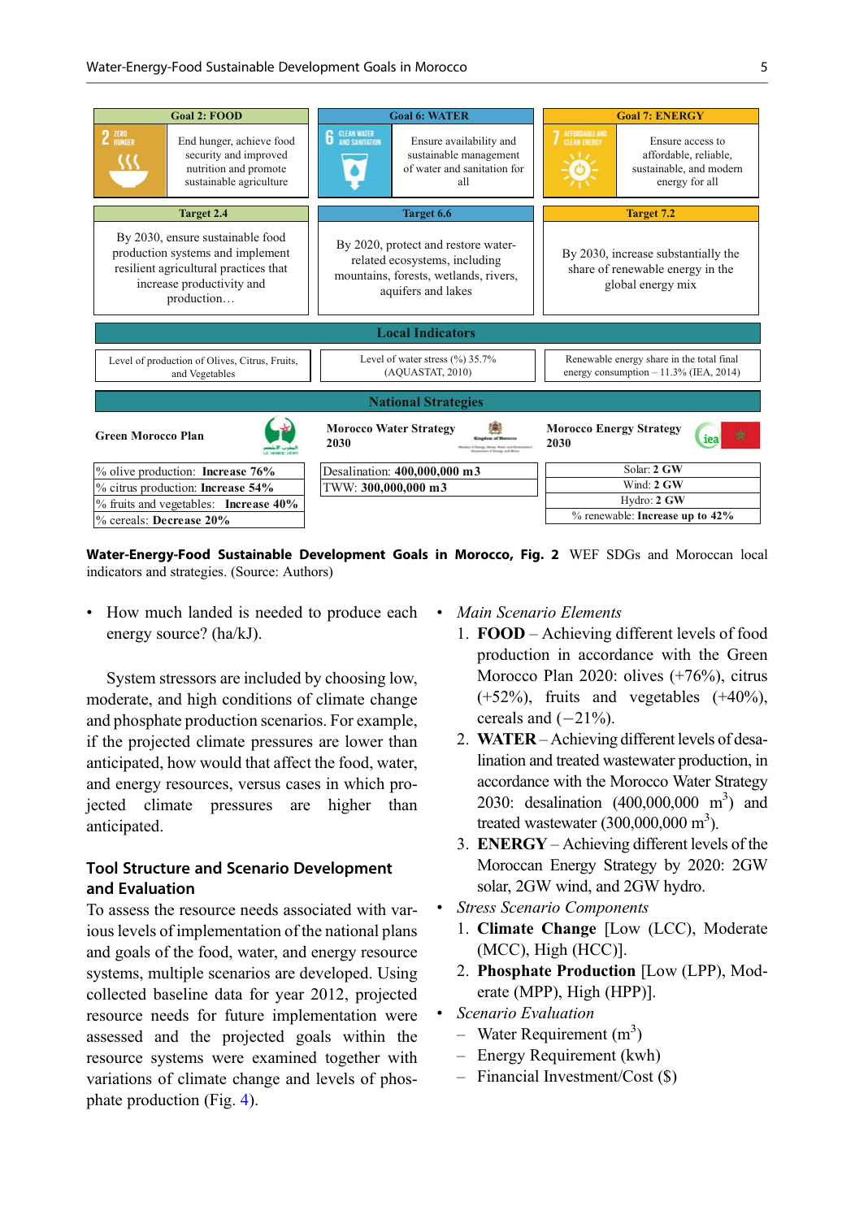| Goal 2: FOOD | Goal 6: WATER | Goal 7: ENERGY |
|---|---|---|
| End hunger, achieve food security and improved nutrition and promote sustainable agriculture | Ensure availability and sustainable management of water and sanitation for all | Ensure access to affordable, reliable, sustainable, and modern energy for all |
| **Target 2.4** | **Target 6.6** | **Target 7.2** |
| By 2030, ensure sustainable food production systems and implement resilient agricultural practices that increase productivity and production… | By 2020, protect and restore water-related ecosystems, including mountains, forests, wetlands, rivers, aquifers and lakes | By 2030, increase substantially the share of renewable energy in the global energy mix |
| **Local Indicators** | | |
| Level of production of Olives, Citrus, Fruits, and Vegetables | Level of water stress (%) 35.7% (AQUASTAT, 2010) | Renewable energy share in the total final energy consumption – 11.3% (IEA, 2014) |
| **National Strategies** | | |
| **Green Morocco Plan** | **Morocco Water Strategy 2030** | **Morocco Energy Strategy 2030** |
| % olive production: **Increase 76%** | Desalination: **400,000,000 m3** | Solar: **2 GW** |
| % citrus production: **Increase 54%** | TWW: **300,000,000 m3** | Wind: **2 GW** |
| % fruits and vegetables: **Increase 40%** | | Hydro: **2 GW** |
| % cereals: **Decrease 20%** | | % renewable: **Increase up to 42%** |

**Water-Energy-Food Sustainable Development Goals in Morocco, Fig. 2** WEF SDGs and Moroccan local indicators and strategies. (Source: Authors)

- How much landed is needed to produce each energy source? (ha/kJ).

System stressors are included by choosing low, moderate, and high conditions of climate change and phosphate production scenarios. For example, if the projected climate pressures are lower than anticipated, how would that affect the food, water, and energy resources, versus cases in which projected climate pressures are higher than anticipated.

## Tool Structure and Scenario Development and Evaluation

To assess the resource needs associated with various levels of implementation of the national plans and goals of the food, water, and energy resource systems, multiple scenarios are developed. Using collected baseline data for year 2012, projected resource needs for future implementation were assessed and the projected goals within the resource systems were examined together with variations of climate change and levels of phosphate production (Fig. 4).

- *Main Scenario Elements*
  1. **FOOD** – Achieving different levels of food production in accordance with the Green Morocco Plan 2020: olives (+76%), citrus (+52%), fruits and vegetables (+40%), cereals and (−21%).
  2. **WATER** – Achieving different levels of desalination and treated wastewater production, in accordance with the Morocco Water Strategy 2030: desalination (400,000,000 $m^3$) and treated wastewater (300,000,000 $m^3$).
  3. **ENERGY** – Achieving different levels of the Moroccan Energy Strategy by 2020: 2GW solar, 2GW wind, and 2GW hydro.
- *Stress Scenario Components*
  1. **Climate Change** [Low (LCC), Moderate (MCC), High (HCC)].
  2. **Phosphate Production** [Low (LPP), Moderate (MPP), High (HPP)].
- *Scenario Evaluation*
  - Water Requirement ($m^3$)
  - Energy Requirement (kwh)
  - Financial Investment/Cost ($)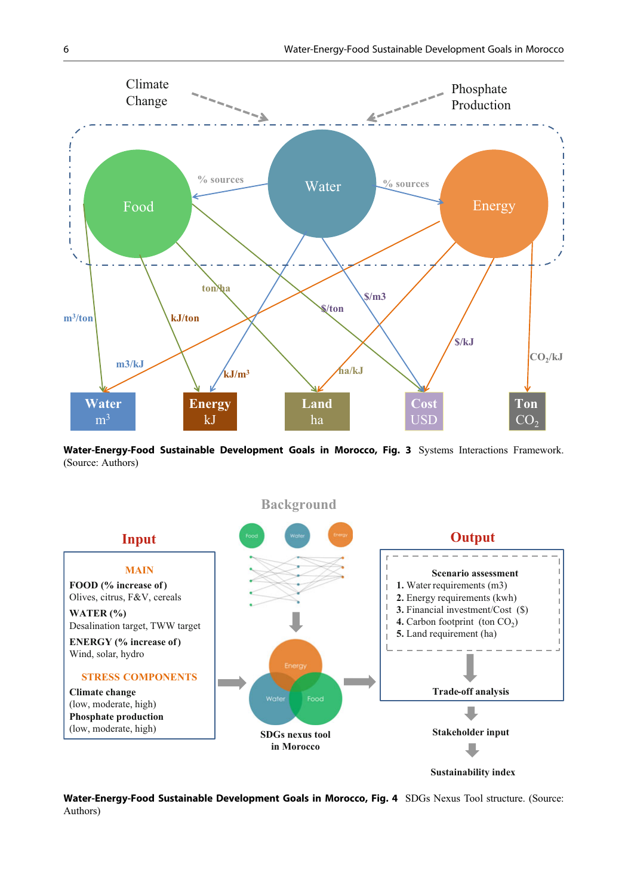**Water-Energy-Food Sustainable Development Goals in Morocco, Fig. 3** Systems Interactions Framework. (Source: Authors)

**Water-Energy-Food Sustainable Development Goals in Morocco, Fig. 4** SDGs Nexus Tool structure. (Source: Authors)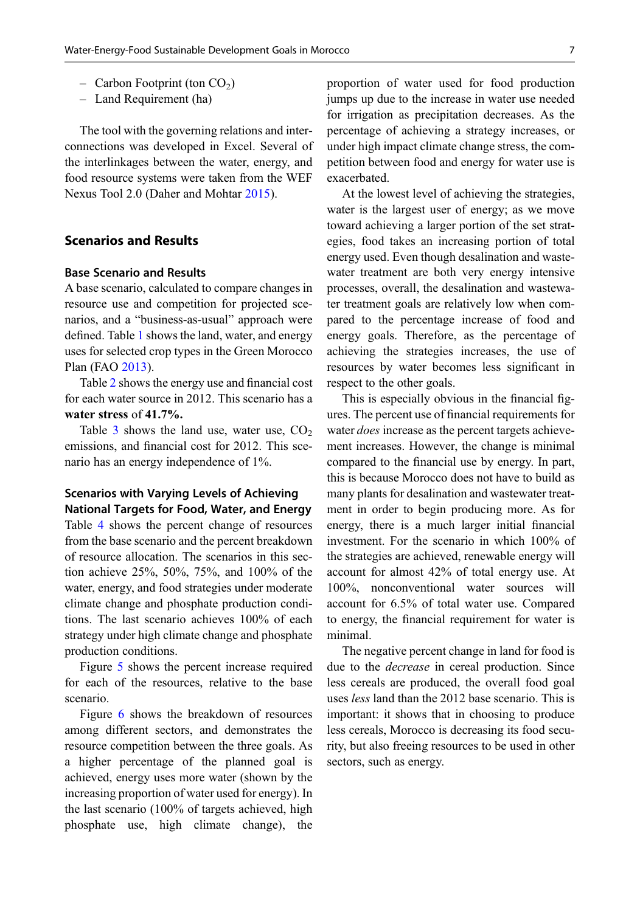– Carbon Footprint (ton $CO_2$)
– Land Requirement (ha)

The tool with the governing relations and interconnections was developed in Excel. Several of the interlinkages between the water, energy, and food resource systems were taken from the WEF Nexus Tool 2.0 (Daher and Mohtar 2015).

## Scenarios and Results

### Base Scenario and Results

A base scenario, calculated to compare changes in resource use and competition for projected scenarios, and a "business-as-usual" approach were defined. Table 1 shows the land, water, and energy uses for selected crop types in the Green Morocco Plan (FAO 2013).

Table 2 shows the energy use and financial cost for each water source in 2012. This scenario has a **water stress** of **41.7%.**

Table 3 shows the land use, water use, $CO_2$ emissions, and financial cost for 2012. This scenario has an energy independence of 1%.

### Scenarios with Varying Levels of Achieving National Targets for Food, Water, and Energy

Table 4 shows the percent change of resources from the base scenario and the percent breakdown of resource allocation. The scenarios in this section achieve 25%, 50%, 75%, and 100% of the water, energy, and food strategies under moderate climate change and phosphate production conditions. The last scenario achieves 100% of each strategy under high climate change and phosphate production conditions.

Figure 5 shows the percent increase required for each of the resources, relative to the base scenario.

Figure 6 shows the breakdown of resources among different sectors, and demonstrates the resource competition between the three goals. As a higher percentage of the planned goal is achieved, energy uses more water (shown by the increasing proportion of water used for energy). In the last scenario (100% of targets achieved, high phosphate use, high climate change), the proportion of water used for food production jumps up due to the increase in water use needed for irrigation as precipitation decreases. As the percentage of achieving a strategy increases, or under high impact climate change stress, the competition between food and energy for water use is exacerbated.

At the lowest level of achieving the strategies, water is the largest user of energy; as we move toward achieving a larger portion of the set strategies, food takes an increasing portion of total energy used. Even though desalination and wastewater treatment are both very energy intensive processes, overall, the desalination and wastewater treatment goals are relatively low when compared to the percentage increase of food and energy goals. Therefore, as the percentage of achieving the strategies increases, the use of resources by water becomes less significant in respect to the other goals.

This is especially obvious in the financial figures. The percent use of financial requirements for water *does* increase as the percent targets achievement increases. However, the change is minimal compared to the financial use by energy. In part, this is because Morocco does not have to build as many plants for desalination and wastewater treatment in order to begin producing more. As for energy, there is a much larger initial financial investment. For the scenario in which 100% of the strategies are achieved, renewable energy will account for almost 42% of total energy use. At 100%, nonconventional water sources will account for 6.5% of total water use. Compared to energy, the financial requirement for water is minimal.

The negative percent change in land for food is due to the *decrease* in cereal production. Since less cereals are produced, the overall food goal uses *less* land than the 2012 base scenario. This is important: it shows that in choosing to produce less cereals, Morocco is decreasing its food security, but also freeing resources to be used in other sectors, such as energy.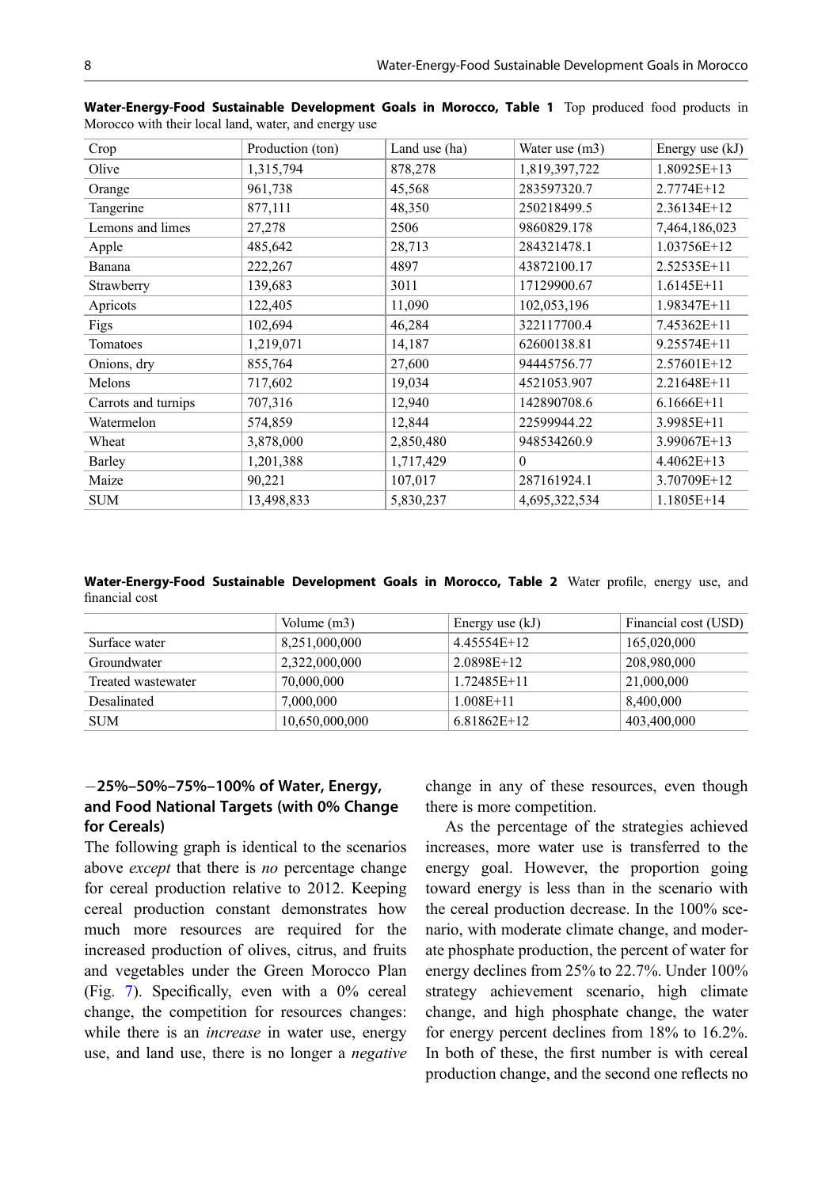**Water-Energy-Food Sustainable Development Goals in Morocco, Table 1** Top produced food products in Morocco with their local land, water, and energy use

| Crop | Production (ton) | Land use (ha) | Water use (m3) | Energy use (kJ) |
|---|---|---|---|---|
| Olive | 1,315,794 | 878,278 | 1,819,397,722 | 1.80925E+13 |
| Orange | 961,738 | 45,568 | 283597320.7 | 2.7774E+12 |
| Tangerine | 877,111 | 48,350 | 250218499.5 | 2.36134E+12 |
| Lemons and limes | 27,278 | 2506 | 9860829.178 | 7,464,186,023 |
| Apple | 485,642 | 28,713 | 284321478.1 | 1.03756E+12 |
| Banana | 222,267 | 4897 | 43872100.17 | 2.52535E+11 |
| Strawberry | 139,683 | 3011 | 17129900.67 | 1.6145E+11 |
| Apricots | 122,405 | 11,090 | 102,053,196 | 1.98347E+11 |
| Figs | 102,694 | 46,284 | 322117700.4 | 7.45362E+11 |
| Tomatoes | 1,219,071 | 14,187 | 62600138.81 | 9.25574E+11 |
| Onions, dry | 855,764 | 27,600 | 94445756.77 | 2.57601E+12 |
| Melons | 717,602 | 19,034 | 4521053.907 | 2.21648E+11 |
| Carrots and turnips | 707,316 | 12,940 | 142890708.6 | 6.1666E+11 |
| Watermelon | 574,859 | 12,844 | 22599944.22 | 3.9985E+11 |
| Wheat | 3,878,000 | 2,850,480 | 948534260.9 | 3.99067E+13 |
| Barley | 1,201,388 | 1,717,429 | 0 | 4.4062E+13 |
| Maize | 90,221 | 107,017 | 287161924.1 | 3.70709E+12 |
| SUM | 13,498,833 | 5,830,237 | 4,695,322,534 | 1.1805E+14 |

**Water-Energy-Food Sustainable Development Goals in Morocco, Table 2** Water profile, energy use, and financial cost

| | Volume (m3) | Energy use (kJ) | Financial cost (USD) |
|---|---|---|---|
| Surface water | 8,251,000,000 | 4.45554E+12 | 165,020,000 |
| Groundwater | 2,322,000,000 | 2.0898E+12 | 208,980,000 |
| Treated wastewater | 70,000,000 | 1.72485E+11 | 21,000,000 |
| Desalinated | 7,000,000 | 1.008E+11 | 8,400,000 |
| SUM | 10,650,000,000 | 6.81862E+12 | 403,400,000 |

### −25%–50%–75%–100% of Water, Energy, and Food National Targets (with 0% Change for Cereals)

The following graph is identical to the scenarios above *except* that there is *no* percentage change for cereal production relative to 2012. Keeping cereal production constant demonstrates how much more resources are required for the increased production of olives, citrus, and fruits and vegetables under the Green Morocco Plan (Fig. 7). Specifically, even with a 0% cereal change, the competition for resources changes: while there is an *increase* in water use, energy use, and land use, there is no longer a *negative* change in any of these resources, even though there is more competition.

As the percentage of the strategies achieved increases, more water use is transferred to the energy goal. However, the proportion going toward energy is less than in the scenario with the cereal production decrease. In the 100% scenario, with moderate climate change, and moderate phosphate production, the percent of water for energy declines from 25% to 22.7%. Under 100% strategy achievement scenario, high climate change, and high phosphate change, the water for energy percent declines from 18% to 16.2%. In both of these, the first number is with cereal production change, and the second one reflects no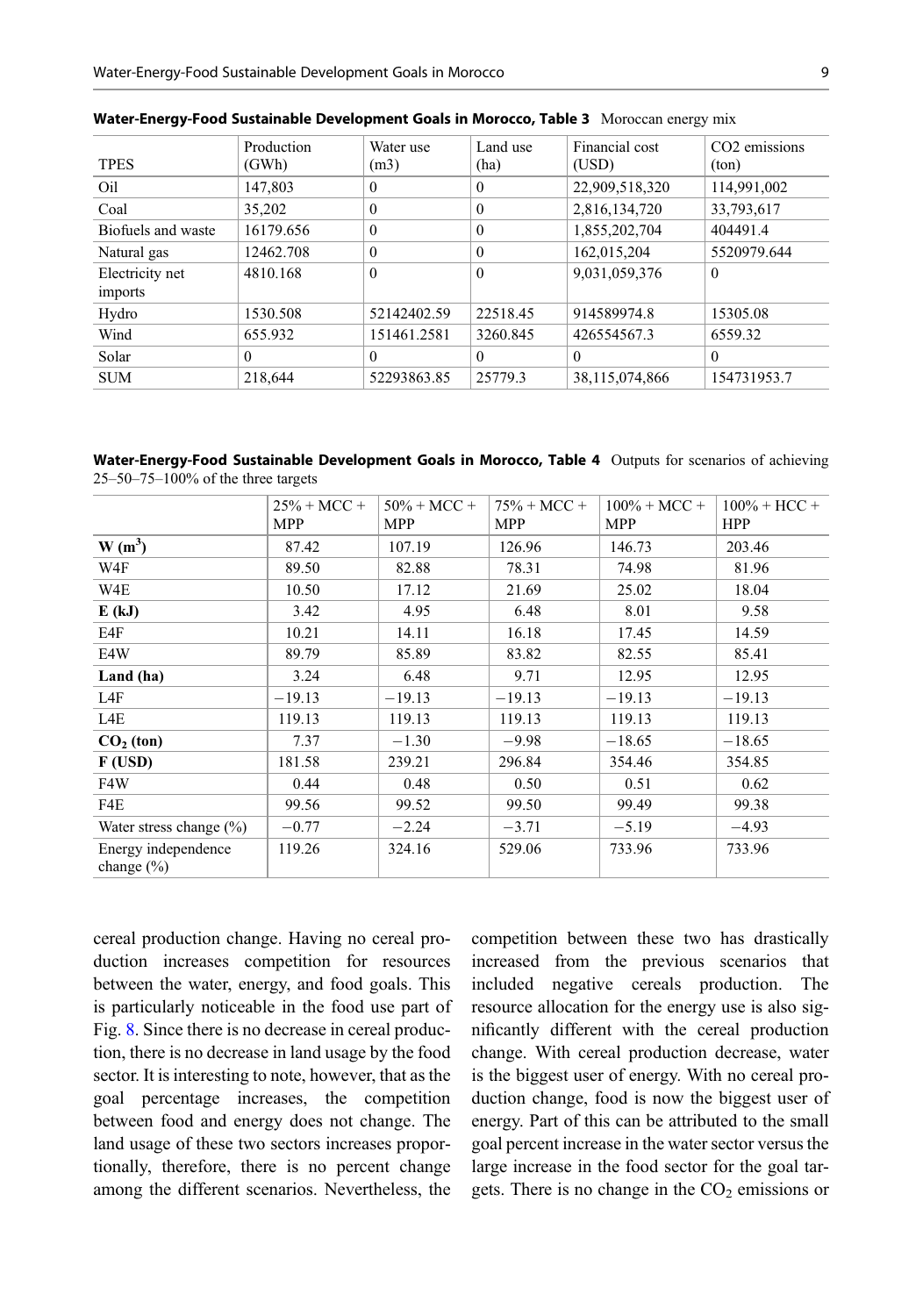**Water-Energy-Food Sustainable Development Goals in Morocco, Table 3** Moroccan energy mix

| TPES | Production (GWh) | Water use (m3) | Land use (ha) | Financial cost (USD) | CO2 emissions (ton) |
|---|---|---|---|---|---|
| Oil | 147,803 | 0 | 0 | 22,909,518,320 | 114,991,002 |
| Coal | 35,202 | 0 | 0 | 2,816,134,720 | 33,793,617 |
| Biofuels and waste | 16179.656 | 0 | 0 | 1,855,202,704 | 404491.4 |
| Natural gas | 12462.708 | 0 | 0 | 162,015,204 | 5520979.644 |
| Electricity net imports | 4810.168 | 0 | 0 | 9,031,059,376 | 0 |
| Hydro | 1530.508 | 52142402.59 | 22518.45 | 914589974.8 | 15305.08 |
| Wind | 655.932 | 151461.2581 | 3260.845 | 426554567.3 | 6559.32 |
| Solar | 0 | 0 | 0 | 0 | 0 |
| SUM | 218,644 | 52293863.85 | 25779.3 | 38,115,074,866 | 154731953.7 |

**Water-Energy-Food Sustainable Development Goals in Morocco, Table 4** Outputs for scenarios of achieving 25–50–75–100% of the three targets

| | 25% + MCC + MPP | 50% + MCC + MPP | 75% + MCC + MPP | 100% + MCC + MPP | 100% + HCC + HPP |
|---|---|---|---|---|---|
| **W ($m^3$)** | 87.42 | 107.19 | 126.96 | 146.73 | 203.46 |
| W4F | 89.50 | 82.88 | 78.31 | 74.98 | 81.96 |
| W4E | 10.50 | 17.12 | 21.69 | 25.02 | 18.04 |
| **E (kJ)** | 3.42 | 4.95 | 6.48 | 8.01 | 9.58 |
| E4F | 10.21 | 14.11 | 16.18 | 17.45 | 14.59 |
| E4W | 89.79 | 85.89 | 83.82 | 82.55 | 85.41 |
| **Land (ha)** | 3.24 | 6.48 | 9.71 | 12.95 | 12.95 |
| L4F | −19.13 | −19.13 | −19.13 | −19.13 | −19.13 |
| L4E | 119.13 | 119.13 | 119.13 | 119.13 | 119.13 |
| **$CO_2$ (ton)** | 7.37 | −1.30 | −9.98 | −18.65 | −18.65 |
| **F (USD)** | 181.58 | 239.21 | 296.84 | 354.46 | 354.85 |
| F4W | 0.44 | 0.48 | 0.50 | 0.51 | 0.62 |
| F4E | 99.56 | 99.52 | 99.50 | 99.49 | 99.38 |
| Water stress change (%) | −0.77 | −2.24 | −3.71 | −5.19 | −4.93 |
| Energy independence change (%) | 119.26 | 324.16 | 529.06 | 733.96 | 733.96 |

cereal production change. Having no cereal production increases competition for resources between the water, energy, and food goals. This is particularly noticeable in the food use part of Fig. 8. Since there is no decrease in cereal production, there is no decrease in land usage by the food sector. It is interesting to note, however, that as the goal percentage increases, the competition between food and energy does not change. The land usage of these two sectors increases proportionally, therefore, there is no percent change among the different scenarios. Nevertheless, the competition between these two has drastically increased from the previous scenarios that included negative cereals production. The resource allocation for the energy use is also significantly different with the cereal production change. With cereal production decrease, water is the biggest user of energy. With no cereal production change, food is now the biggest user of energy. Part of this can be attributed to the small goal percent increase in the water sector versus the large increase in the food sector for the goal targets. There is no change in the $CO_2$ emissions or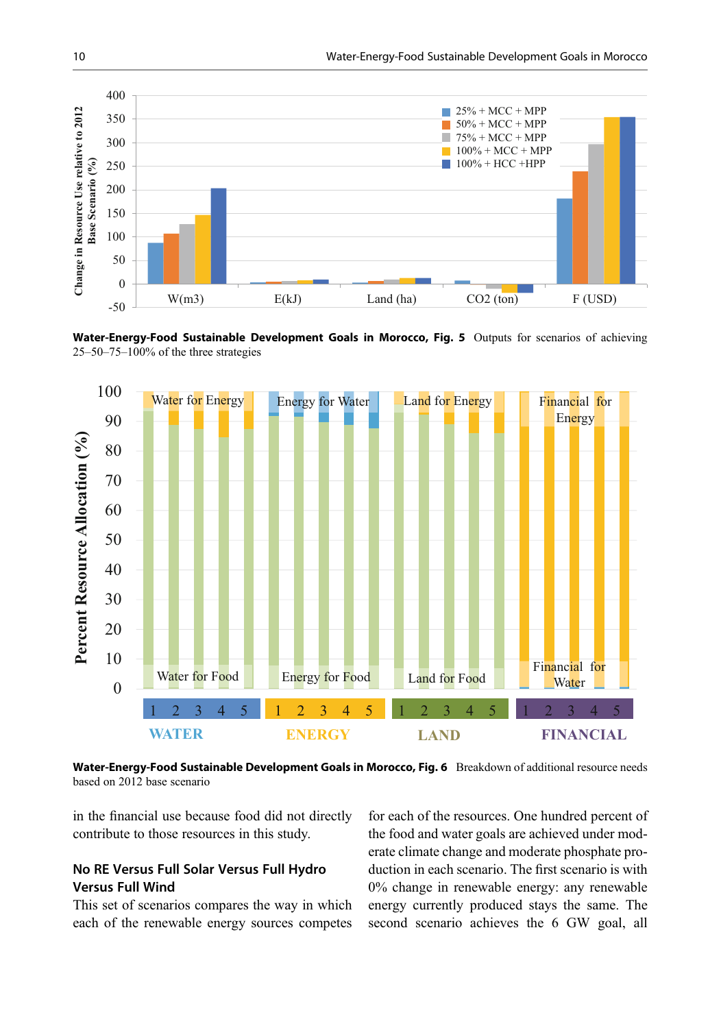**Water-Energy-Food Sustainable Development Goals in Morocco, Fig. 5** Outputs for scenarios of achieving 25–50–75–100% of the three strategies

**Water-Energy-Food Sustainable Development Goals in Morocco, Fig. 6** Breakdown of additional resource needs based on 2012 base scenario

in the financial use because food did not directly contribute to those resources in this study.

#### No RE Versus Full Solar Versus Full Hydro Versus Full Wind

This set of scenarios compares the way in which each of the renewable energy sources competes for each of the resources. One hundred percent of the food and water goals are achieved under moderate climate change and moderate phosphate production in each scenario. The first scenario is with 0% change in renewable energy: any renewable energy currently produced stays the same. The second scenario achieves the 6 GW goal, all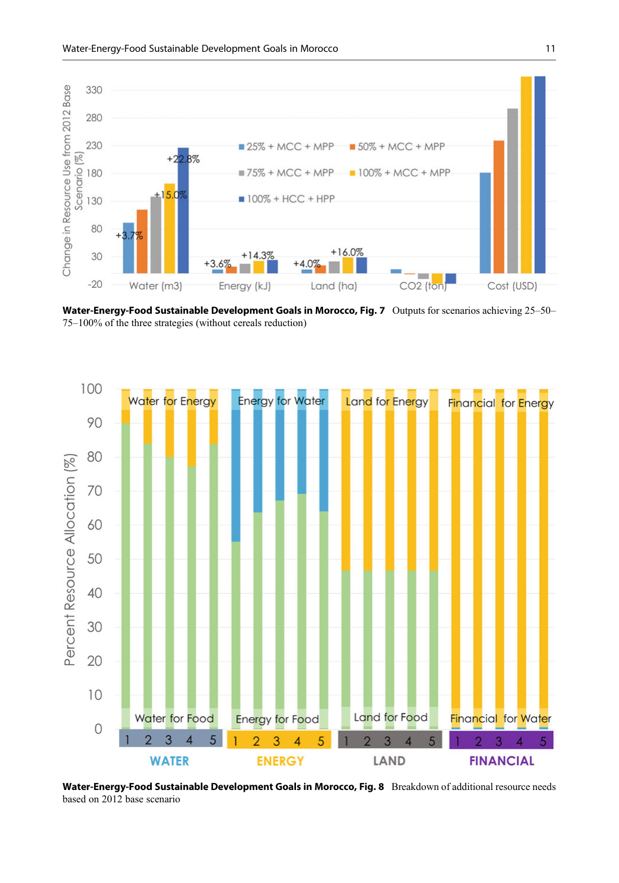**Water-Energy-Food Sustainable Development Goals in Morocco, Fig. 7** Outputs for scenarios achieving 25–50–75–100% of the three strategies (without cereals reduction)

**Water-Energy-Food Sustainable Development Goals in Morocco, Fig. 8** Breakdown of additional resource needs based on 2012 base scenario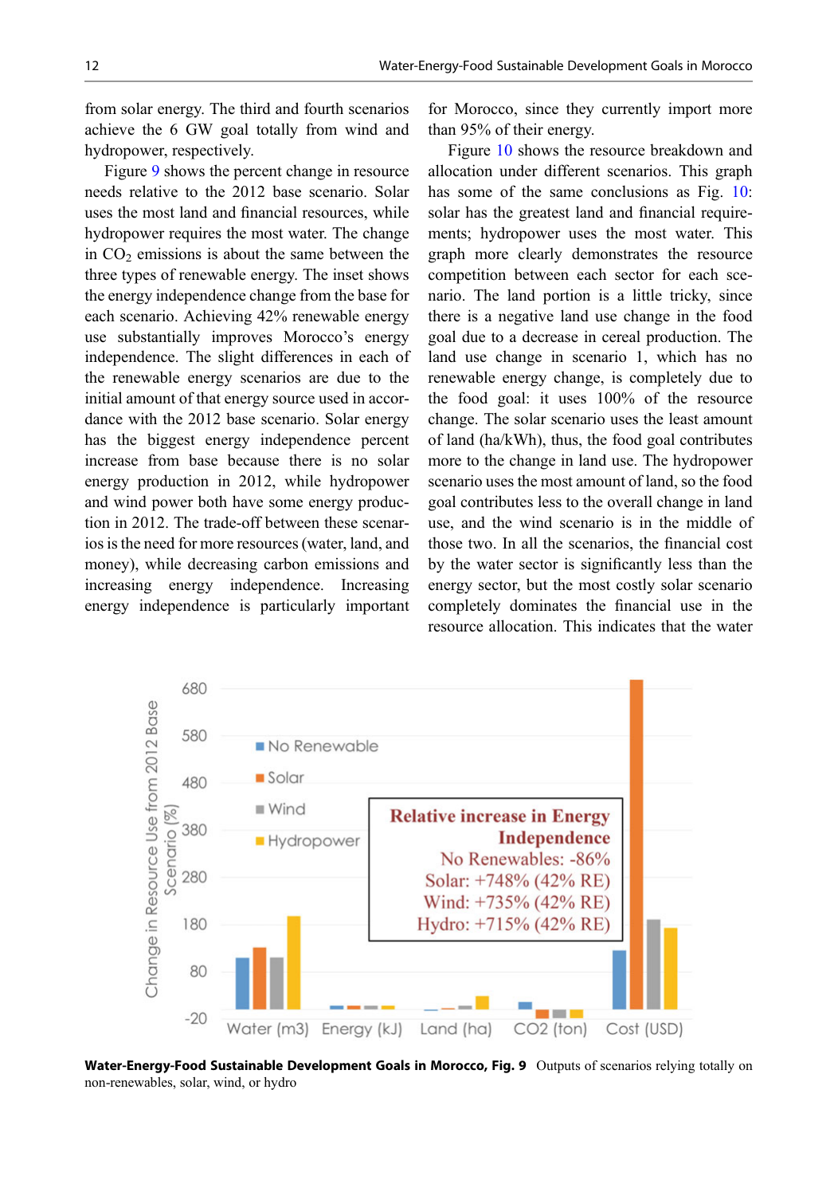from solar energy. The third and fourth scenarios achieve the 6 GW goal totally from wind and hydropower, respectively.

Figure 9 shows the percent change in resource needs relative to the 2012 base scenario. Solar uses the most land and financial resources, while hydropower requires the most water. The change in $CO_2$ emissions is about the same between the three types of renewable energy. The inset shows the energy independence change from the base for each scenario. Achieving 42% renewable energy use substantially improves Morocco's energy independence. The slight differences in each of the renewable energy scenarios are due to the initial amount of that energy source used in accordance with the 2012 base scenario. Solar energy has the biggest energy independence percent increase from base because there is no solar energy production in 2012, while hydropower and wind power both have some energy production in 2012. The trade-off between these scenarios is the need for more resources (water, land, and money), while decreasing carbon emissions and increasing energy independence. Increasing energy independence is particularly important for Morocco, since they currently import more than 95% of their energy.

Figure 10 shows the resource breakdown and allocation under different scenarios. This graph has some of the same conclusions as Fig. 10: solar has the greatest land and financial requirements; hydropower uses the most water. This graph more clearly demonstrates the resource competition between each sector for each scenario. The land portion is a little tricky, since there is a negative land use change in the food goal due to a decrease in cereal production. The land use change in scenario 1, which has no renewable energy change, is completely due to the food goal: it uses 100% of the resource change. The solar scenario uses the least amount of land (ha/kWh), thus, the food goal contributes more to the change in land use. The hydropower scenario uses the most amount of land, so the food goal contributes less to the overall change in land use, and the wind scenario is in the middle of those two. In all the scenarios, the financial cost by the water sector is significantly less than the energy sector, but the most costly solar scenario completely dominates the financial use in the resource allocation. This indicates that the water

**Water-Energy-Food Sustainable Development Goals in Morocco, Fig. 9** Outputs of scenarios relying totally on non-renewables, solar, wind, or hydro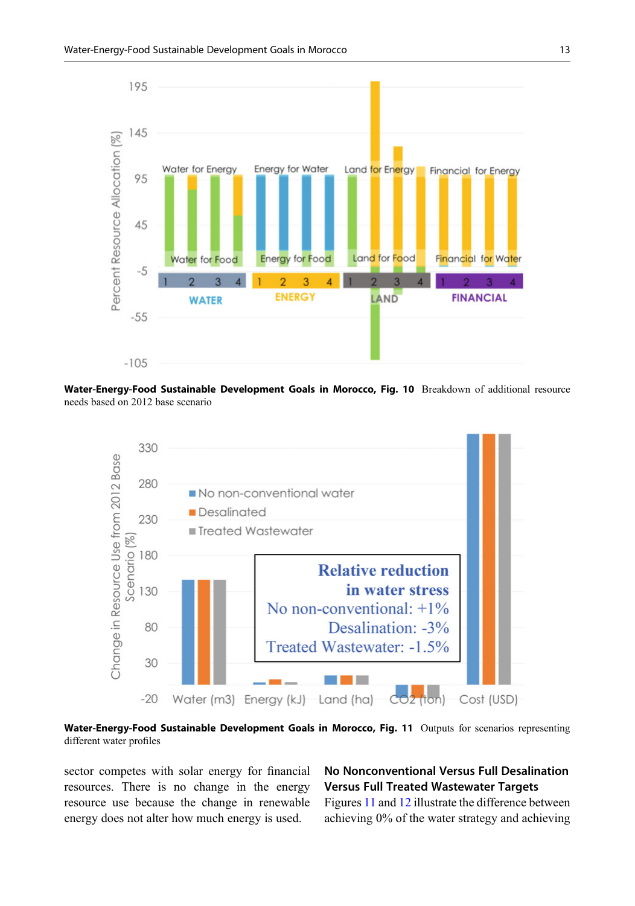**Water-Energy-Food Sustainable Development Goals in Morocco, Fig. 10** Breakdown of additional resource needs based on 2012 base scenario

**Water-Energy-Food Sustainable Development Goals in Morocco, Fig. 11** Outputs for scenarios representing different water profiles

sector competes with solar energy for financial resources. There is no change in the energy resource use because the change in renewable energy does not alter how much energy is used.

### No Nonconventional Versus Full Desalination Versus Full Treated Wastewater Targets

Figures 11 and 12 illustrate the difference between achieving 0% of the water strategy and achieving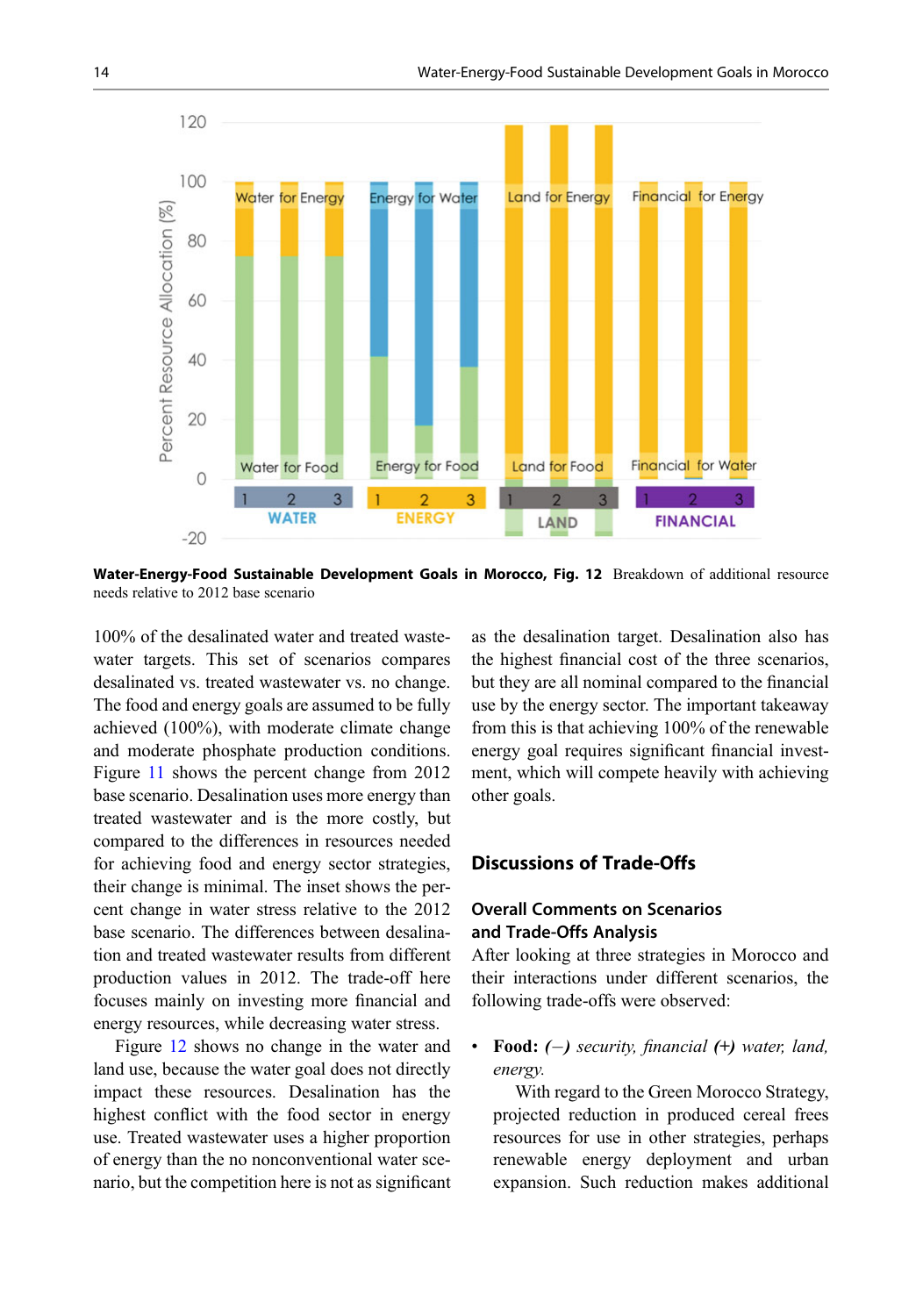**Water-Energy-Food Sustainable Development Goals in Morocco, Fig. 12** Breakdown of additional resource needs relative to 2012 base scenario

100% of the desalinated water and treated wastewater targets. This set of scenarios compares desalinated vs. treated wastewater vs. no change. The food and energy goals are assumed to be fully achieved (100%), with moderate climate change and moderate phosphate production conditions. Figure 11 shows the percent change from 2012 base scenario. Desalination uses more energy than treated wastewater and is the more costly, but compared to the differences in resources needed for achieving food and energy sector strategies, their change is minimal. The inset shows the percent change in water stress relative to the 2012 base scenario. The differences between desalination and treated wastewater results from different production values in 2012. The trade-off here focuses mainly on investing more financial and energy resources, while decreasing water stress.

Figure 12 shows no change in the water and land use, because the water goal does not directly impact these resources. Desalination has the highest conflict with the food sector in energy use. Treated wastewater uses a higher proportion of energy than the no nonconventional water scenario, but the competition here is not as significant as the desalination target. Desalination also has the highest financial cost of the three scenarios, but they are all nominal compared to the financial use by the energy sector. The important takeaway from this is that achieving 100% of the renewable energy goal requires significant financial investment, which will compete heavily with achieving other goals.

## Discussions of Trade-Offs

### Overall Comments on Scenarios and Trade-Offs Analysis

After looking at three strategies in Morocco and their interactions under different scenarios, the following trade-offs were observed:

- **Food:** *(–) security, financial (+) water, land, energy.*

  With regard to the Green Morocco Strategy, projected reduction in produced cereal frees resources for use in other strategies, perhaps renewable energy deployment and urban expansion. Such reduction makes additional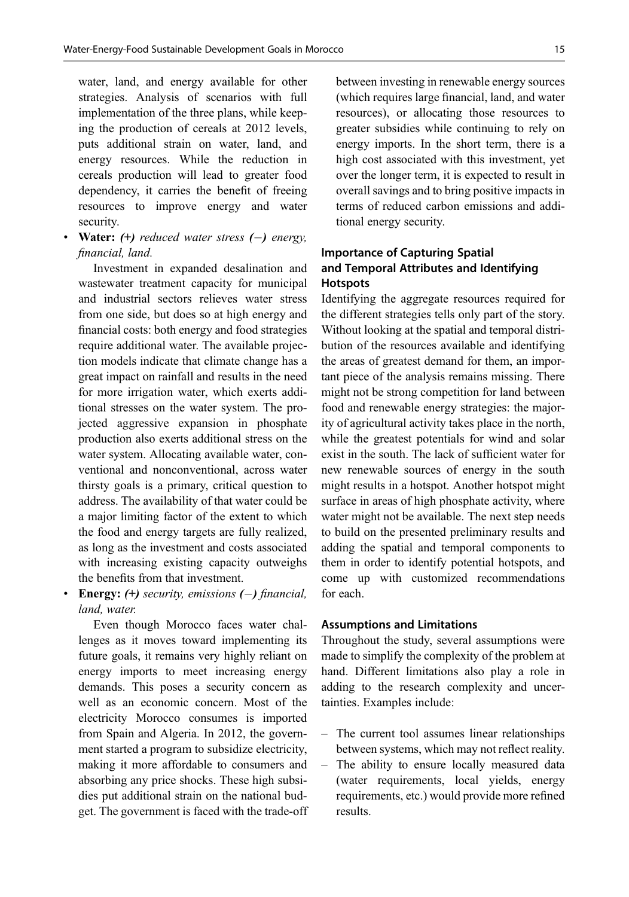water, land, and energy available for other strategies. Analysis of scenarios with full implementation of the three plans, while keeping the production of cereals at 2012 levels, puts additional strain on water, land, and energy resources. While the reduction in cereals production will lead to greater food dependency, it carries the benefit of freeing resources to improve energy and water security.

- **Water:** *(+) reduced water stress (−) energy, financial, land.*

  Investment in expanded desalination and wastewater treatment capacity for municipal and industrial sectors relieves water stress from one side, but does so at high energy and financial costs: both energy and food strategies require additional water. The available projection models indicate that climate change has a great impact on rainfall and results in the need for more irrigation water, which exerts additional stresses on the water system. The projected aggressive expansion in phosphate production also exerts additional stress on the water system. Allocating available water, conventional and nonconventional, across water thirsty goals is a primary, critical question to address. The availability of that water could be a major limiting factor of the extent to which the food and energy targets are fully realized, as long as the investment and costs associated with increasing existing capacity outweighs the benefits from that investment.

- **Energy:** *(+) security, emissions (−) financial, land, water.*

  Even though Morocco faces water challenges as it moves toward implementing its future goals, it remains very highly reliant on energy imports to meet increasing energy demands. This poses a security concern as well as an economic concern. Most of the electricity Morocco consumes is imported from Spain and Algeria. In 2012, the government started a program to subsidize electricity, making it more affordable to consumers and absorbing any price shocks. These high subsidies put additional strain on the national budget. The government is faced with the trade-off between investing in renewable energy sources (which requires large financial, land, and water resources), or allocating those resources to greater subsidies while continuing to rely on energy imports. In the short term, there is a high cost associated with this investment, yet over the longer term, it is expected to result in overall savings and to bring positive impacts in terms of reduced carbon emissions and additional energy security.

### Importance of Capturing Spatial and Temporal Attributes and Identifying Hotspots

Identifying the aggregate resources required for the different strategies tells only part of the story. Without looking at the spatial and temporal distribution of the resources available and identifying the areas of greatest demand for them, an important piece of the analysis remains missing. There might not be strong competition for land between food and renewable energy strategies: the majority of agricultural activity takes place in the north, while the greatest potentials for wind and solar exist in the south. The lack of sufficient water for new renewable sources of energy in the south might results in a hotspot. Another hotspot might surface in areas of high phosphate activity, where water might not be available. The next step needs to build on the presented preliminary results and adding the spatial and temporal components to them in order to identify potential hotspots, and come up with customized recommendations for each.

### Assumptions and Limitations

Throughout the study, several assumptions were made to simplify the complexity of the problem at hand. Different limitations also play a role in adding to the research complexity and uncertainties. Examples include:

– The current tool assumes linear relationships between systems, which may not reflect reality.
– The ability to ensure locally measured data (water requirements, local yields, energy requirements, etc.) would provide more refined results.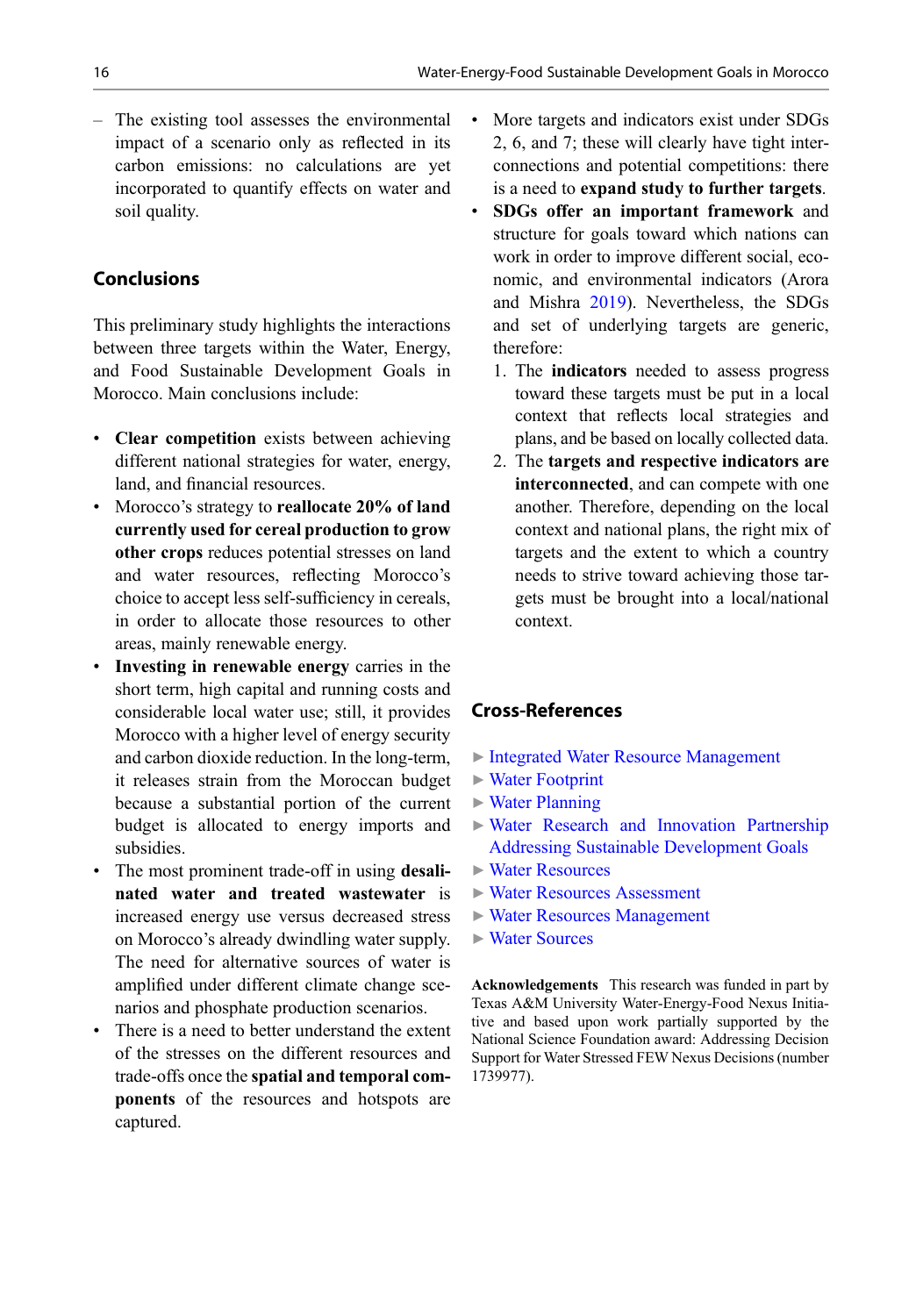– The existing tool assesses the environmental impact of a scenario only as reflected in its carbon emissions: no calculations are yet incorporated to quantify effects on water and soil quality.

## Conclusions

This preliminary study highlights the interactions between three targets within the Water, Energy, and Food Sustainable Development Goals in Morocco. Main conclusions include:

- **Clear competition** exists between achieving different national strategies for water, energy, land, and financial resources.
- Morocco's strategy to **reallocate 20% of land currently used for cereal production to grow other crops** reduces potential stresses on land and water resources, reflecting Morocco's choice to accept less self-sufficiency in cereals, in order to allocate those resources to other areas, mainly renewable energy.
- **Investing in renewable energy** carries in the short term, high capital and running costs and considerable local water use; still, it provides Morocco with a higher level of energy security and carbon dioxide reduction. In the long-term, it releases strain from the Moroccan budget because a substantial portion of the current budget is allocated to energy imports and subsidies.
- The most prominent trade-off in using **desalinated water and treated wastewater** is increased energy use versus decreased stress on Morocco's already dwindling water supply. The need for alternative sources of water is amplified under different climate change scenarios and phosphate production scenarios.
- There is a need to better understand the extent of the stresses on the different resources and trade-offs once the **spatial and temporal components** of the resources and hotspots are captured.
- More targets and indicators exist under SDGs 2, 6, and 7; these will clearly have tight interconnections and potential competitions: there is a need to **expand study to further targets**.
- **SDGs offer an important framework** and structure for goals toward which nations can work in order to improve different social, economic, and environmental indicators (Arora and Mishra 2019). Nevertheless, the SDGs and set of underlying targets are generic, therefore:
  1. The **indicators** needed to assess progress toward these targets must be put in a local context that reflects local strategies and plans, and be based on locally collected data.
  2. The **targets and respective indicators are interconnected**, and can compete with one another. Therefore, depending on the local context and national plans, the right mix of targets and the extent to which a country needs to strive toward achieving those targets must be brought into a local/national context.

## Cross-References

- ► Integrated Water Resource Management
- ► Water Footprint
- ► Water Planning
- ► Water Research and Innovation Partnership Addressing Sustainable Development Goals
- ► Water Resources
- ► Water Resources Assessment
- ► Water Resources Management
- ► Water Sources

**Acknowledgements** This research was funded in part by Texas A&M University Water-Energy-Food Nexus Initiative and based upon work partially supported by the National Science Foundation award: Addressing Decision Support for Water Stressed FEW Nexus Decisions (number 1739977).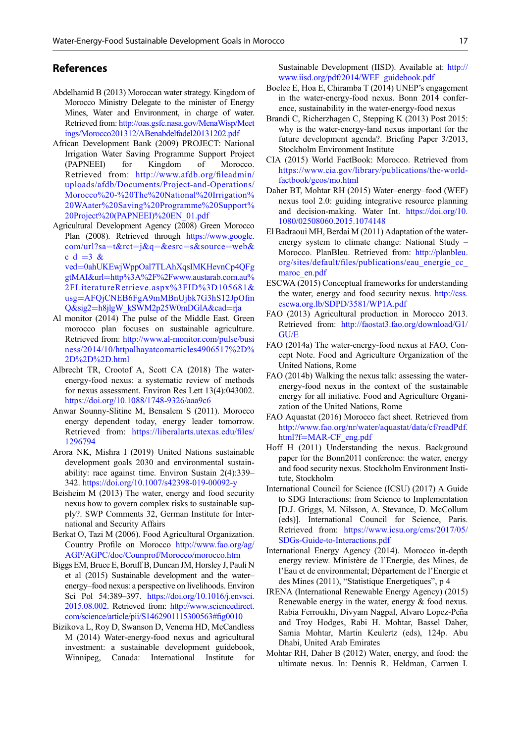## References

Abdelhamid B (2013) Moroccan water strategy. Kingdom of Morocco Ministry Delegate to the minister of Energy Mines, Water and Environment, in charge of water. Retrieved from: http://oas.gsfc.nasa.gov/MenaWisp/Meetings/Morocco201312/ABenabdelfadel20131202.pdf

African Development Bank (2009) PROJECT: National Irrigation Water Saving Programme Support Project (PAPNEEI) for Kingdom of Morocco. Retrieved from: http://www.afdb.org/fileadmin/uploads/afdb/Documents/Project-and-Operations/Morocco%20-%20The%20National%20Irrigation%20WAater%20Saving%20Programme%20Support%20Project%20(PAPNEEI)%20EN_01.pdf

Agricultural Development Agency (2008) Green Morocco Plan (2008). Retrieved through https://www.google.com/url?sa=t&rct=j&q=&esrc=s&source=web&cd=3&ved=0ahUKEwjWppOal7TLAhXqsIMKHevnCp4QFggtMAI&url=http%3A%2F%2Fwww.austarab.com.au%2FLiteratureRetrieve.aspx%3FID%3D105681&usg=AFQjCNEB6FgA9mMBnUjbk7G3hS12JpOfmQ&sig2=h8jlgW_kSWM2p25W0mDGlA&cad=rja

Al monitor (2014) The pulse of the Middle East. Green morocco plan focuses on sustainable agriculture. Retrieved from: http://www.al-monitor.com/pulse/business/2014/10/httpalhayatcomarticles4906517%2D%2D%2D%2D.html

Albrecht TR, Crootof A, Scott CA (2018) The water-energy-food nexus: a systematic review of methods for nexus assessment. Environ Res Lett 13(4):043002. https://doi.org/10.1088/1748-9326/aaa9c6

Anwar Sounny-Slitine M, Bensalem S (2011). Morocco energy dependent today, energy leader tomorrow. Retrieved from: https://liberalarts.utexas.edu/files/1296794

Arora NK, Mishra I (2019) United Nations sustainable development goals 2030 and environmental sustainability: race against time. Environ Sustain 2(4):339–342. https://doi.org/10.1007/s42398-019-00092-y

Beisheim M (2013) The water, energy and food security nexus how to govern complex risks to sustainable supply?. SWP Comments 32, German Institute for International and Security Affairs

Berkat O, Tazi M (2006). Food Agricultural Organization. Country Profile on Morocco http://www.fao.org/ag/AGP/AGPC/doc/Counprof/Morocco/morocco.htm

Biggs EM, Bruce E, Boruff B, Duncan JM, Horsley J, Pauli N et al (2015) Sustainable development and the water–energy–food nexus: a perspective on livelihoods. Environ Sci Pol 54:389–397. https://doi.org/10.1016/j.envsci.2015.08.002. Retrieved from: http://www.sciencedirect.com/science/article/pii/S1462901115300563#fig0010

Bizikova L, Roy D, Swanson D, Venema HD, McCandless M (2014) Water-energy-food nexus and agricultural investment: a sustainable development guidebook, Winnipeg, Canada: International Institute for Sustainable Development (IISD). Available at: http://www.iisd.org/pdf/2014/WEF_guidebook.pdf

Boelee E, Hoa E, Chiramba T (2014) UNEP's engagement in the water-energy-food nexus. Bonn 2014 conference, sustainability in the water-energy-food nexus

Brandi C, Richerzhagen C, Stepping K (2013) Post 2015: why is the water-energy-land nexus important for the future development agenda?. Briefing Paper 3/2013, Stockholm Environment Institute

CIA (2015) World FactBook: Morocco. Retrieved from https://www.cia.gov/library/publications/the-world-factbook/geos/mo.html

Daher BT, Mohtar RH (2015) Water–energy–food (WEF) nexus tool 2.0: guiding integrative resource planning and decision-making. Water Int. https://doi.org/10.1080/02508060.2015.1074148

El Badraoui MH, Berdai M (2011) Adaptation of the water-energy system to climate change: National Study – Morocco. PlanBleu. Retrieved from: http://planbleu.org/sites/default/files/publications/eau_energie_cc_maroc_en.pdf

ESCWA (2015) Conceptual frameworks for understanding the water, energy and food security nexus. http://css.escwa.org.lb/SDPD/3581/WP1A.pdf

FAO (2013) Agricultural production in Morocco 2013. Retrieved from: http://faostat3.fao.org/download/G1/GU/E

FAO (2014a) The water-energy-food nexus at FAO, Concept Note. Food and Agriculture Organization of the United Nations, Rome

FAO (2014b) Walking the nexus talk: assessing the water-energy-food nexus in the context of the sustainable energy for all initiative. Food and Agriculture Organization of the United Nations, Rome

FAO Aquastat (2016) Morocco fact sheet. Retrieved from http://www.fao.org/nr/water/aquastat/data/cf/readPdf.html?f=MAR-CF_eng.pdf

Hoff H (2011) Understanding the nexus. Background paper for the Bonn2011 conference: the water, energy and food security nexus. Stockholm Environment Institute, Stockholm

International Council for Science (ICSU) (2017) A Guide to SDG Interactions: from Science to Implementation [D.J. Griggs, M. Nilsson, A. Stevance, D. McCollum (eds)]. International Council for Science, Paris. Retrieved from: https://www.icsu.org/cms/2017/05/SDGs-Guide-to-Interactions.pdf

International Energy Agency (2014). Morocco in-depth energy review. Ministère de l'Energie, des Mines, de l'Eau et de environmental; Département de l'Energie et des Mines (2011), "Statistique Energetiques", p 4

IRENA (International Renewable Energy Agency) (2015) Renewable energy in the water, energy & food nexus. Rabia Ferroukhi, Divyam Nagpal, Alvaro Lopez-Peña and Troy Hodges, Rabi H. Mohtar, Bassel Daher, Samia Mohtar, Martin Keulertz (eds), 124p. Abu Dhabi, United Arab Emirates

Mohtar RH, Daher B (2012) Water, energy, and food: the ultimate nexus. In: Dennis R. Heldman, Carmen I.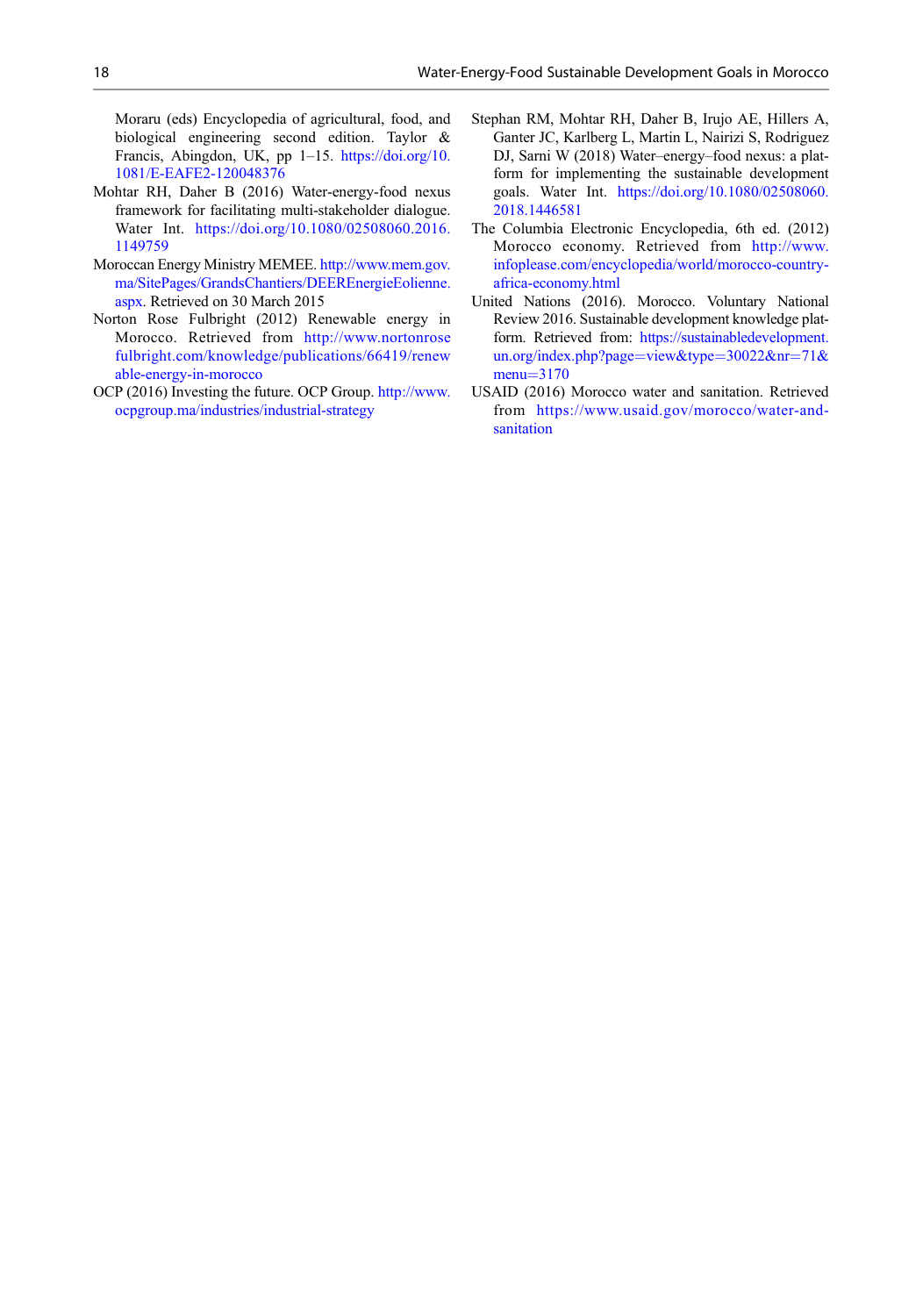Moraru (eds) Encyclopedia of agricultural, food, and biological engineering second edition. Taylor & Francis, Abingdon, UK, pp 1–15. https://doi.org/10.1081/E-EAFE2-120048376

Mohtar RH, Daher B (2016) Water-energy-food nexus framework for facilitating multi-stakeholder dialogue. Water Int. https://doi.org/10.1080/02508060.2016.1149759

Moroccan Energy Ministry MEMEE. http://www.mem.gov.ma/SitePages/GrandsChantiers/DEEREnergieEolienne.aspx. Retrieved on 30 March 2015

Norton Rose Fulbright (2012) Renewable energy in Morocco. Retrieved from http://www.nortonrosefulbright.com/knowledge/publications/66419/renewable-energy-in-morocco

OCP (2016) Investing the future. OCP Group. http://www.ocpgroup.ma/industries/industrial-strategy

Stephan RM, Mohtar RH, Daher B, Irujo AE, Hillers A, Ganter JC, Karlberg L, Martin L, Nairizi S, Rodriguez DJ, Sarni W (2018) Water–energy–food nexus: a platform for implementing the sustainable development goals. Water Int. https://doi.org/10.1080/02508060.2018.1446581

The Columbia Electronic Encyclopedia, 6th ed. (2012) Morocco economy. Retrieved from http://www.infoplease.com/encyclopedia/world/morocco-country-africa-economy.html

United Nations (2016). Morocco. Voluntary National Review 2016. Sustainable development knowledge platform. Retrieved from: https://sustainabledevelopment.un.org/index.php?page=view&type=30022&nr=71&menu=3170

USAID (2016) Morocco water and sanitation. Retrieved from https://www.usaid.gov/morocco/water-and-sanitation